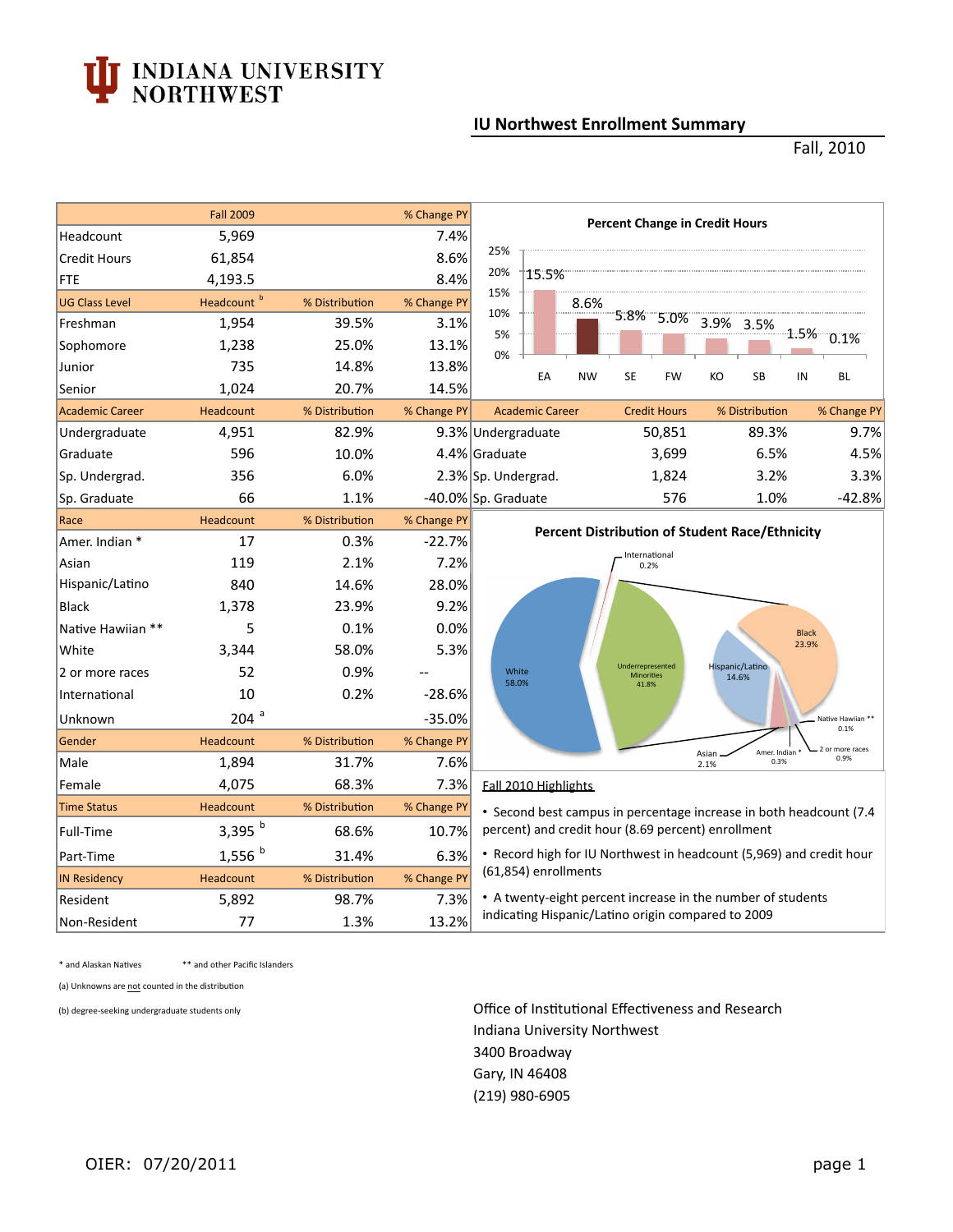# INDIANA UNIVERSITY NORTHWEST

## IU Northwest Enrollment Summary

Fall, 2010

| | Fall 2009 | | % Change PY |
|---|---|---|---|
| Headcount | 5,969 | | 7.4% |
| Credit Hours | 61,854 | | 8.6% |
| FTE | 4,193.5 | | 8.4% |
| **UG Class Level** | **Headcount [b]** | **% Distribution** | **% Change PY** |
| Freshman | 1,954 | 39.5% | 3.1% |
| Sophomore | 1,238 | 25.0% | 13.1% |
| Junior | 735 | 14.8% | 13.8% |
| Senior | 1,024 | 20.7% | 14.5% |
| **Academic Career** | **Headcount** | **% Distribution** | **% Change PY** |
| Undergraduate | 4,951 | 82.9% | 9.3% |
| Graduate | 596 | 10.0% | 4.4% |
| Sp. Undergrad. | 356 | 6.0% | 2.3% |
| Sp. Graduate | 66 | 1.1% | -40.0% |
| **Race** | **Headcount** | **% Distribution** | **% Change PY** |
| Amer. Indian * | 17 | 0.3% | -22.7% |
| Asian | 119 | 2.1% | 7.2% |
| Hispanic/Latino | 840 | 14.6% | 28.0% |
| Black | 1,378 | 23.9% | 9.2% |
| Native Hawiian ** | 5 | 0.1% | 0.0% |
| White | 3,344 | 58.0% | 5.3% |
| 2 or more races | 52 | 0.9% | -- |
| International | 10 | 0.2% | -28.6% |
| Unknown | 204 [a] | | -35.0% |
| **Gender** | **Headcount** | **% Distribution** | **% Change PY** |
| Male | 1,894 | 31.7% | 7.6% |
| Female | 4,075 | 68.3% | 7.3% |
| **Time Status** | **Headcount** | **% Distribution** | **% Change PY** |
| Full-Time | 3,395 [b] | 68.6% | 10.7% |
| Part-Time | 1,556 [b] | 31.4% | 6.3% |
| **IN Residency** | **Headcount** | **% Distribution** | **% Change PY** |
| Resident | 5,892 | 98.7% | 7.3% |
| Non-Resident | 77 | 1.3% | 13.2% |

### Percent Change in Credit Hours

| EA | NW | SE | FW | KO | SB | IN | BL |
|---|---|---|---|---|---|---|---|
| 15.5% | 8.6% | 5.8% | 5.0% | 3.9% | 3.5% | 1.5% | 0.1% |

| Academic Career | Credit Hours | % Distribution | % Change PY |
|---|---|---|---|
| Undergraduate | 50,851 | 89.3% | 9.7% |
| Graduate | 3,699 | 6.5% | 4.5% |
| Sp. Undergrad. | 1,824 | 3.2% | 3.3% |
| Sp. Graduate | 576 | 1.0% | -42.8% |

### Percent Distribution of Student Race/Ethnicity

White 58.0%; Underrepresented Minorities 41.8%; International 0.2%; Black 23.9%; Hispanic/Latino 14.6%; Asian 2.1%; Amer. Indian * 0.3%; Native Hawiian ** 0.1%; 2 or more races 0.9%

### Fall 2010 Highlights

- Second best campus in percentage increase in both headcount (7.4 percent) and credit hour (8.69 percent) enrollment
- Record high for IU Northwest in headcount (5,969) and credit hour (61,854) enrollments
- A twenty-eight percent increase in the number of students indicating Hispanic/Latino origin compared to 2009

\* and Alaskan Natives ** and other Pacific Islanders

(a) Unknowns are not counted in the distribution

(b) degree-seeking undergraduate students only

Office of Institutional Effectiveness and Research
Indiana University Northwest
3400 Broadway
Gary, IN 46408
(219) 980-6905

OIER: 07/20/2011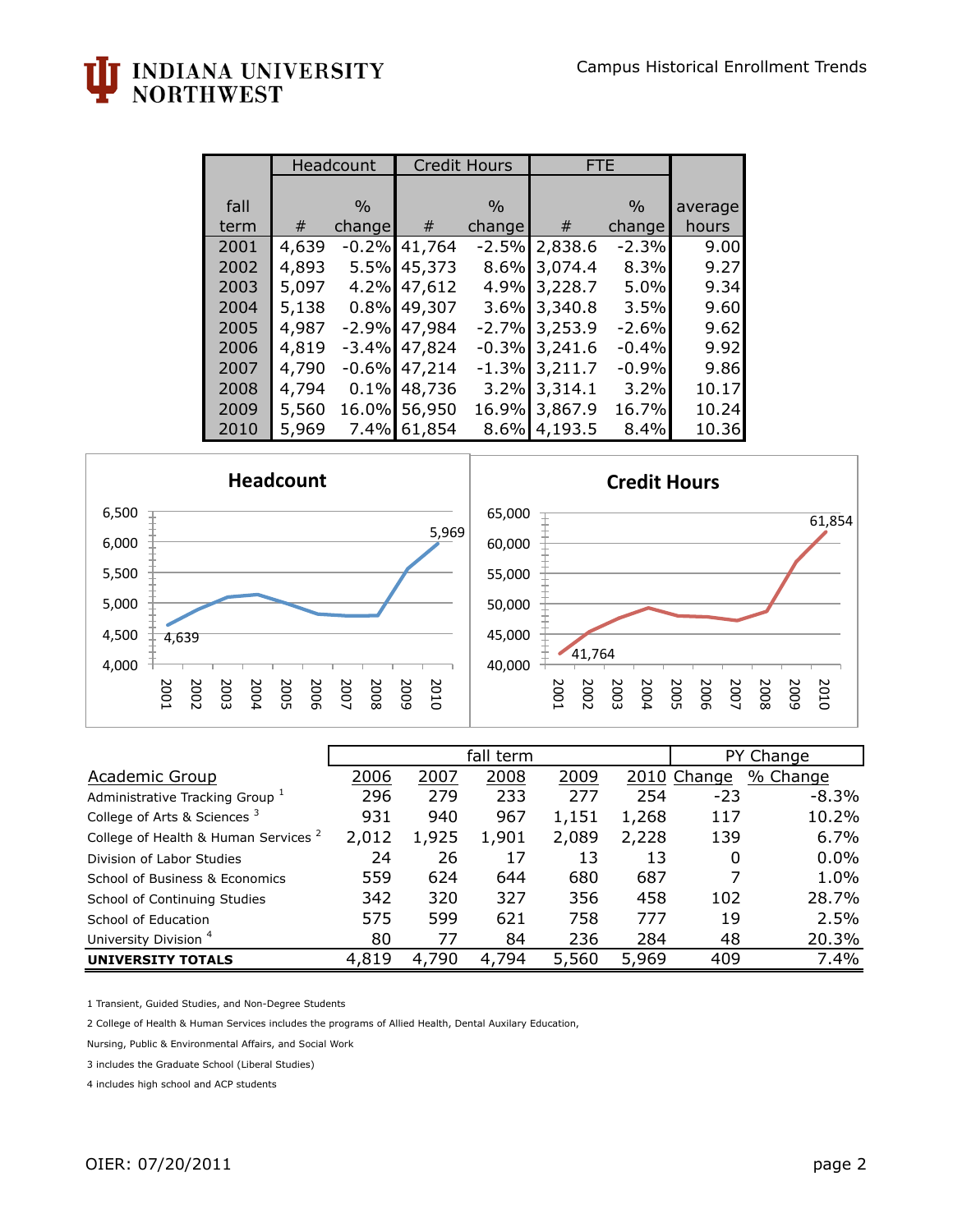INDIANA UNIVERSITY NORTHWEST

Campus Historical Enrollment Trends

| fall term | Headcount | | Credit Hours | | FTE | | average hours |
|---|---|---|---|---|---|---|---|
| | # | % change | # | % change | # | % change | |
| 2001 | 4,639 | -0.2% | 41,764 | -2.5% | 2,838.6 | -2.3% | 9.00 |
| 2002 | 4,893 | 5.5% | 45,373 | 8.6% | 3,074.4 | 8.3% | 9.27 |
| 2003 | 5,097 | 4.2% | 47,612 | 4.9% | 3,228.7 | 5.0% | 9.34 |
| 2004 | 5,138 | 0.8% | 49,307 | 3.6% | 3,340.8 | 3.5% | 9.60 |
| 2005 | 4,987 | -2.9% | 47,984 | -2.7% | 3,253.9 | -2.6% | 9.62 |
| 2006 | 4,819 | -3.4% | 47,824 | -0.3% | 3,241.6 | -0.4% | 9.92 |
| 2007 | 4,790 | -0.6% | 47,214 | -1.3% | 3,211.7 | -0.9% | 9.86 |
| 2008 | 4,794 | 0.1% | 48,736 | 3.2% | 3,314.1 | 3.2% | 10.17 |
| 2009 | 5,560 | 16.0% | 56,950 | 16.9% | 3,867.9 | 16.7% | 10.24 |
| 2010 | 5,969 | 7.4% | 61,854 | 8.6% | 4,193.5 | 8.4% | 10.36 |

**Headcount**

6,500
6,000
5,500
5,000
4,500
4,000

4,639
5,969

2001 2002 2003 2004 2005 2006 2007 2008 2009 2010

**Credit Hours**

65,000
60,000
55,000
50,000
45,000
40,000

41,764
61,854

2001 2002 2003 2004 2005 2006 2007 2008 2009 2010

| Academic Group | fall term | | | | | PY Change | |
|---|---|---|---|---|---|---|---|
| | 2006 | 2007 | 2008 | 2009 | 2010 | Change | % Change |
| Administrative Tracking Group [1] | 296 | 279 | 233 | 277 | 254 | -23 | -8.3% |
| College of Arts & Sciences [3] | 931 | 940 | 967 | 1,151 | 1,268 | 117 | 10.2% |
| College of Health & Human Services [2] | 2,012 | 1,925 | 1,901 | 2,089 | 2,228 | 139 | 6.7% |
| Division of Labor Studies | 24 | 26 | 17 | 13 | 13 | 0 | 0.0% |
| School of Business & Economics | 559 | 624 | 644 | 680 | 687 | 7 | 1.0% |
| School of Continuing Studies | 342 | 320 | 327 | 356 | 458 | 102 | 28.7% |
| School of Education | 575 | 599 | 621 | 758 | 777 | 19 | 2.5% |
| University Division [4] | 80 | 77 | 84 | 236 | 284 | 48 | 20.3% |
| **UNIVERSITY TOTALS** | 4,819 | 4,790 | 4,794 | 5,560 | 5,969 | 409 | 7.4% |

1 Transient, Guided Studies, and Non-Degree Students

2 College of Health & Human Services includes the programs of Allied Health, Dental Auxilary Education, Nursing, Public & Environmental Affairs, and Social Work

3 includes the Graduate School (Liberal Studies)

4 includes high school and ACP students

OIER: 07/20/2011